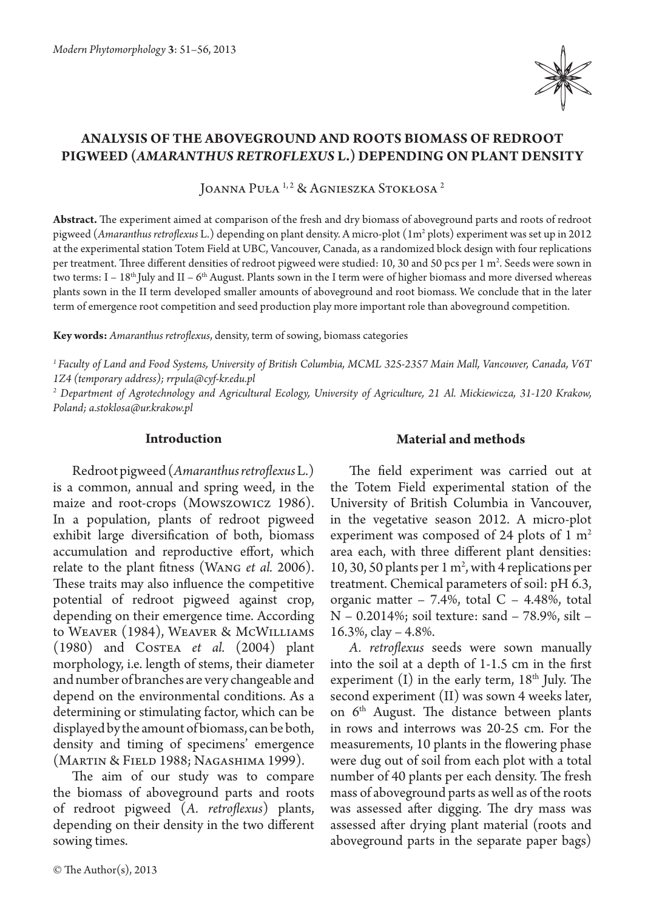# ANALYSIS OF THE ABOVEGROUND AND ROOTS BIOMASS OF REDROOT PIGWEED (*AMARANTHUS RETROFLEXUS* L.) DEPENDING ON PLANT DENSITY

Joanna Puła [1,2] & Agnieszka Stokłosa [2]

**Abstract.** The experiment aimed at comparison of the fresh and dry biomass of aboveground parts and roots of redroot pigweed (*Amaranthus retroflexus* L.) depending on plant density. A micro-plot (1m$^2$ plots) experiment was set up in 2012 at the experimental station Totem Field at UBC, Vancouver, Canada, as a randomized block design with four replications per treatment. Three different densities of redroot pigweed were studied: 10, 30 and 50 pcs per 1 m$^2$. Seeds were sown in two terms: I – 18$^{th}$ July and II – 6$^{th}$ August. Plants sown in the I term were of higher biomass and more diversed whereas plants sown in the II term developed smaller amounts of aboveground and root biomass. We conclude that in the later term of emergence root competition and seed production play more important role than aboveground competition.

**Key words:** *Amaranthus retroflexus*, density, term of sowing, biomass categories

[1] *Faculty of Land and Food Systems, University of British Columbia, MCML 325-2357 Main Mall, Vancouver, Canada, V6T 1Z4 (temporary address); rrpula@cyf-kr.edu.pl*

[2] *Department of Agrotechnology and Agricultural Ecology, University of Agriculture, 21 Al. Mickiewicza, 31-120 Krakow, Poland; a.stoklosa@ur.krakow.pl*

## Introduction

Redroot pigweed (*Amaranthus retroflexus* L.) is a common, annual and spring weed, in the maize and root-crops (Mowszowicz 1986). In a population, plants of redroot pigweed exhibit large diversification of both, biomass accumulation and reproductive effort, which relate to the plant fitness (Wang *et al.* 2006). These traits may also influence the competitive potential of redroot pigweed against crop, depending on their emergence time. According to Weaver (1984), Weaver & McWilliams (1980) and Costea *et al.* (2004) plant morphology, i.e. length of stems, their diameter and number of branches are very changeable and depend on the environmental conditions. As a determining or stimulating factor, which can be displayed by the amount of biomass, can be both, density and timing of specimens' emergence (Martin & Field 1988; Nagashima 1999).

The aim of our study was to compare the biomass of aboveground parts and roots of redroot pigweed (*A. retroflexus*) plants, depending on their density in the two different sowing times.

## Material and methods

The field experiment was carried out at the Totem Field experimental station of the University of British Columbia in Vancouver, in the vegetative season 2012. A micro-plot experiment was composed of 24 plots of 1 m$^2$ area each, with three different plant densities: 10, 30, 50 plants per 1 m$^2$, with 4 replications per treatment. Chemical parameters of soil: pH 6.3, organic matter – 7.4%, total C – 4.48%, total N – 0.2014%; soil texture: sand – 78.9%, silt – 16.3%, clay – 4.8%.

*A. retroflexus* seeds were sown manually into the soil at a depth of 1-1.5 cm in the first experiment (I) in the early term, 18$^{th}$ July. The second experiment (II) was sown 4 weeks later, on 6$^{th}$ August. The distance between plants in rows and interrows was 20-25 cm. For the measurements, 10 plants in the flowering phase were dug out of soil from each plot with a total number of 40 plants per each density. The fresh mass of aboveground parts as well as of the roots was assessed after digging. The dry mass was assessed after drying plant material (roots and aboveground parts in the separate paper bags)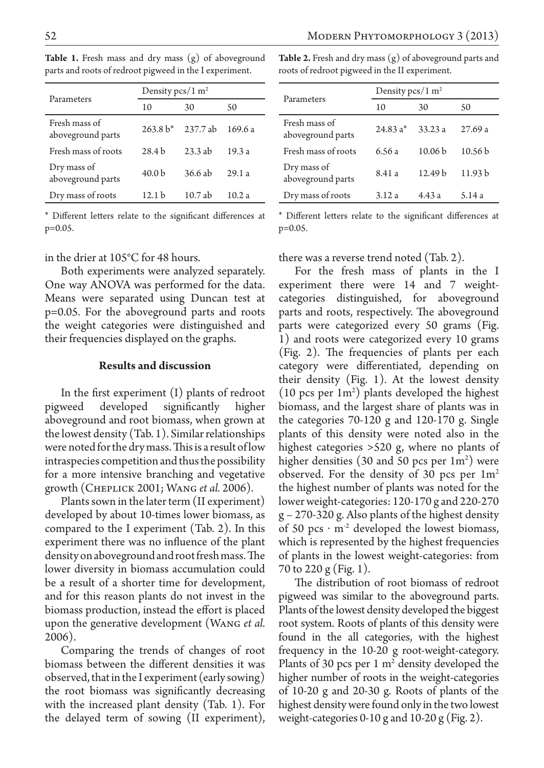**Table 1.** Fresh mass and dry mass (g) of aboveground parts and roots of redroot pigweed in the I experiment.

| Parameters | Density pcs/1 m$^2$ | | |
|---|---|---|---|
| | 10 | 30 | 50 |
| Fresh mass of aboveground parts | 263.8 b* | 237.7 ab | 169.6 a |
| Fresh mass of roots | 28.4 b | 23.3 ab | 19.3 a |
| Dry mass of aboveground parts | 40.0 b | 36.6 ab | 29.1 a |
| Dry mass of roots | 12.1 b | 10.7 ab | 10.2 a |

* Different letters relate to the significant differences at p=0.05.

**Table 2.** Fresh and dry mass (g) of aboveground parts and roots of redroot pigweed in the II experiment.

| Parameters | Density pcs/1 m$^2$ | | |
|---|---|---|---|
| | 10 | 30 | 50 |
| Fresh mass of aboveground parts | 24.83 a* | 33.23 a | 27.69 a |
| Fresh mass of roots | 6.56 a | 10.06 b | 10.56 b |
| Dry mass of aboveground parts | 8.41 a | 12.49 b | 11.93 b |
| Dry mass of roots | 3.12 a | 4.43 a | 5.14 a |

* Different letters relate to the significant differences at p=0.05.

in the drier at 105°C for 48 hours.

Both experiments were analyzed separately. One way ANOVA was performed for the data. Means were separated using Duncan test at p=0.05. For the aboveground parts and roots the weight categories were distinguished and their frequencies displayed on the graphs.

## Results and discussion

In the first experiment (I) plants of redroot pigweed developed significantly higher aboveground and root biomass, when grown at the lowest density (Tab. 1). Similar relationships were noted for the dry mass. This is a result of low intraspecies competition and thus the possibility for a more intensive branching and vegetative growth (Cheplick 2001; Wang *et al.* 2006).

Plants sown in the later term (II experiment) developed by about 10-times lower biomass, as compared to the I experiment (Tab. 2). In this experiment there was no influence of the plant density on aboveground and root fresh mass. The lower diversity in biomass accumulation could be a result of a shorter time for development, and for this reason plants do not invest in the biomass production, instead the effort is placed upon the generative development (Wang *et al.* 2006).

Comparing the trends of changes of root biomass between the different densities it was observed, that in the I experiment (early sowing) the root biomass was significantly decreasing with the increased plant density (Tab. 1). For the delayed term of sowing (II experiment), there was a reverse trend noted (Tab. 2).

For the fresh mass of plants in the I experiment there were 14 and 7 weight-categories distinguished, for aboveground parts and roots, respectively. The aboveground parts were categorized every 50 grams (Fig. 1) and roots were categorized every 10 grams (Fig. 2). The frequencies of plants per each category were differentiated, depending on their density (Fig. 1). At the lowest density (10 pcs per 1m$^2$) plants developed the highest biomass, and the largest share of plants was in the categories 70-120 g and 120-170 g. Single plants of this density were noted also in the highest categories >520 g, where no plants of higher densities (30 and 50 pcs per 1m$^2$) were observed. For the density of 30 pcs per 1m$^2$ the highest number of plants was noted for the lower weight-categories: 120-170 g and 220-270 g – 270-320 g. Also plants of the highest density of 50 pcs · m$^{-2}$ developed the lowest biomass, which is represented by the highest frequencies of plants in the lowest weight-categories: from 70 to 220 g (Fig. 1).

The distribution of root biomass of redroot pigweed was similar to the aboveground parts. Plants of the lowest density developed the biggest root system. Roots of plants of this density were found in the all categories, with the highest frequency in the 10-20 g root-weight-category. Plants of 30 pcs per 1 m$^2$ density developed the higher number of roots in the weight-categories of 10-20 g and 20-30 g. Roots of plants of the highest density were found only in the two lowest weight-categories 0-10 g and 10-20 g (Fig. 2).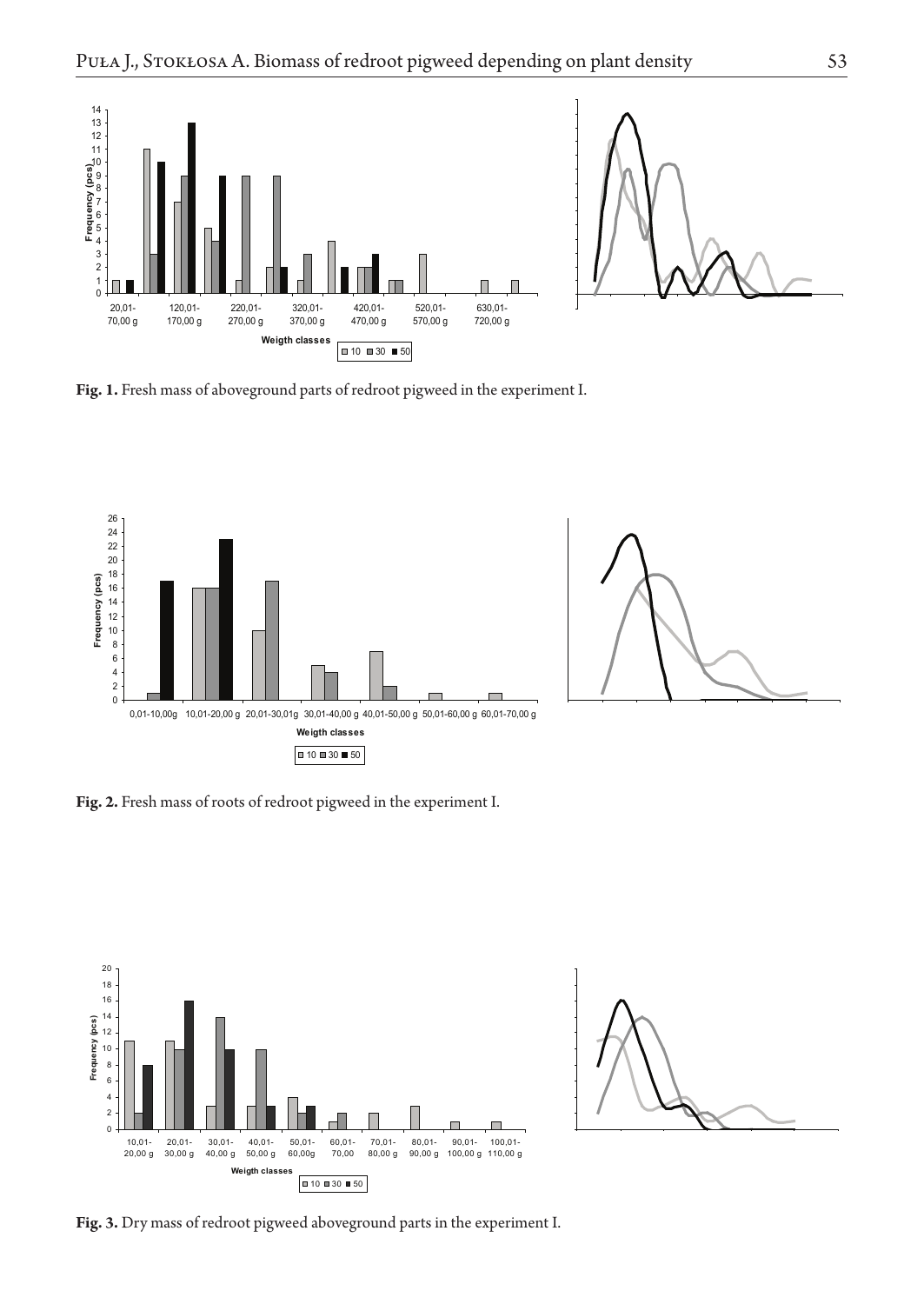**Fig. 1.** Fresh mass of aboveground parts of redroot pigweed in the experiment I.

**Fig. 2.** Fresh mass of roots of redroot pigweed in the experiment I.

**Fig. 3.** Dry mass of redroot pigweed aboveground parts in the experiment I.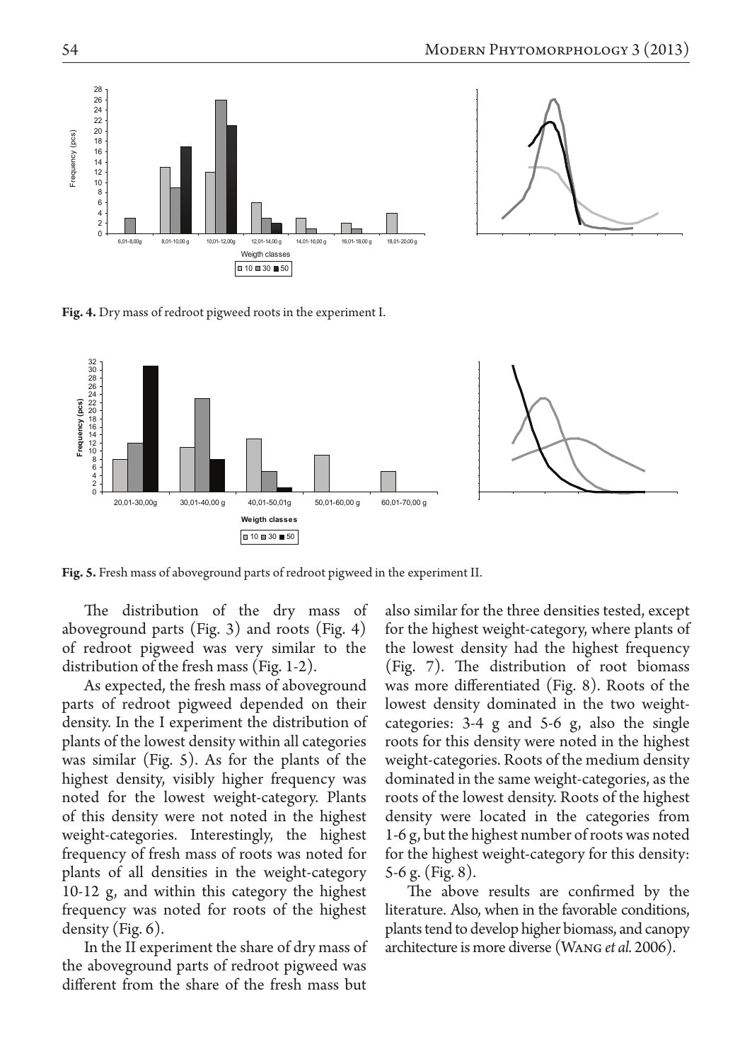**Fig. 4.** Dry mass of redroot pigweed roots in the experiment I.

**Fig. 5.** Fresh mass of aboveground parts of redroot pigweed in the experiment II.

The distribution of the dry mass of aboveground parts (Fig. 3) and roots (Fig. 4) of redroot pigweed was very similar to the distribution of the fresh mass (Fig. 1-2).

As expected, the fresh mass of aboveground parts of redroot pigweed depended on their density. In the I experiment the distribution of plants of the lowest density within all categories was similar (Fig. 5). As for the plants of the highest density, visibly higher frequency was noted for the lowest weight-category. Plants of this density were not noted in the highest weight-categories. Interestingly, the highest frequency of fresh mass of roots was noted for plants of all densities in the weight-category 10-12 g, and within this category the highest frequency was noted for roots of the highest density (Fig. 6).

In the II experiment the share of dry mass of the aboveground parts of redroot pigweed was different from the share of the fresh mass but also similar for the three densities tested, except for the highest weight-category, where plants of the lowest density had the highest frequency (Fig. 7). The distribution of root biomass was more differentiated (Fig. 8). Roots of the lowest density dominated in the two weight-categories: 3-4 g and 5-6 g, also the single roots for this density were noted in the highest weight-categories. Roots of the medium density dominated in the same weight-categories, as the roots of the lowest density. Roots of the highest density were located in the categories from 1-6 g, but the highest number of roots was noted for the highest weight-category for this density: 5-6 g. (Fig. 8).

The above results are confirmed by the literature. Also, when in the favorable conditions, plants tend to develop higher biomass, and canopy architecture is more diverse (Wang *et al.* 2006).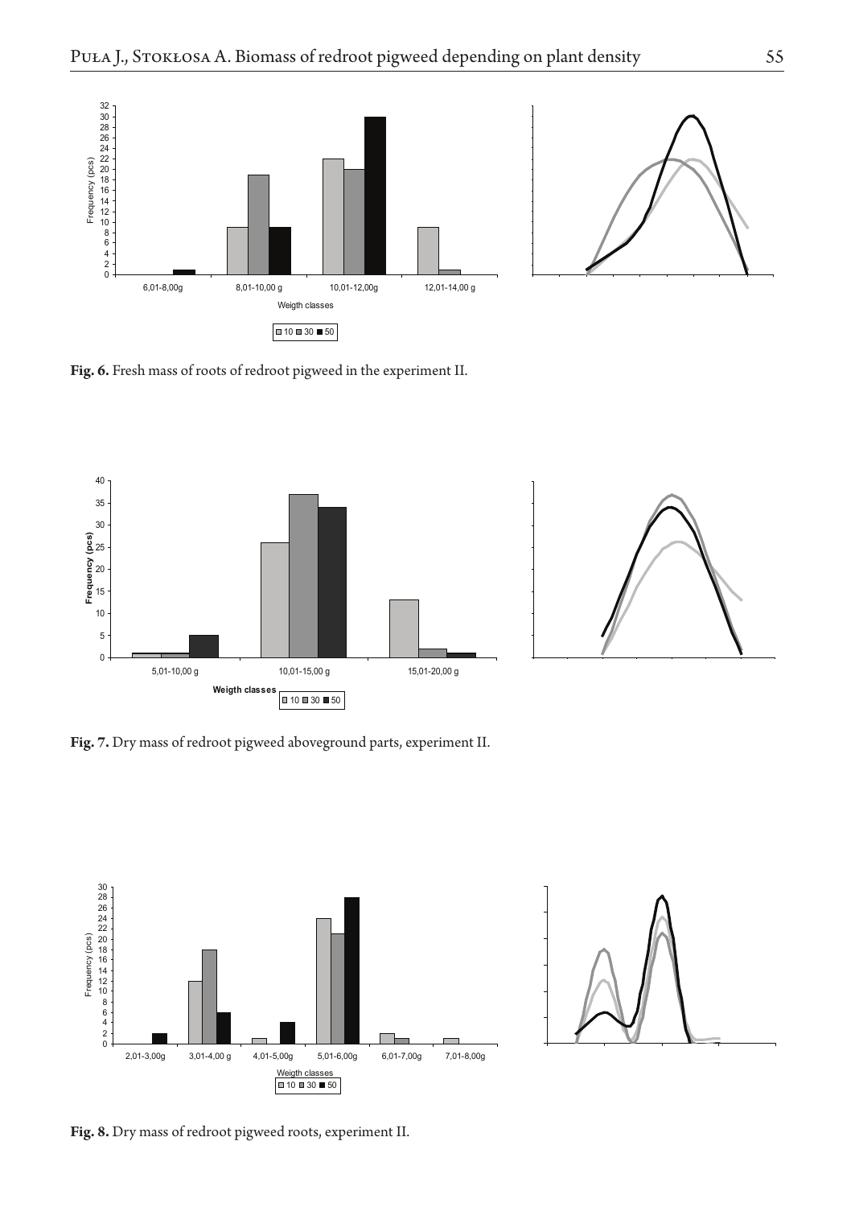Fig. 6. Fresh mass of roots of redroot pigweed in the experiment II.

Fig. 7. Dry mass of redroot pigweed aboveground parts, experiment II.

Fig. 8. Dry mass of redroot pigweed roots, experiment II.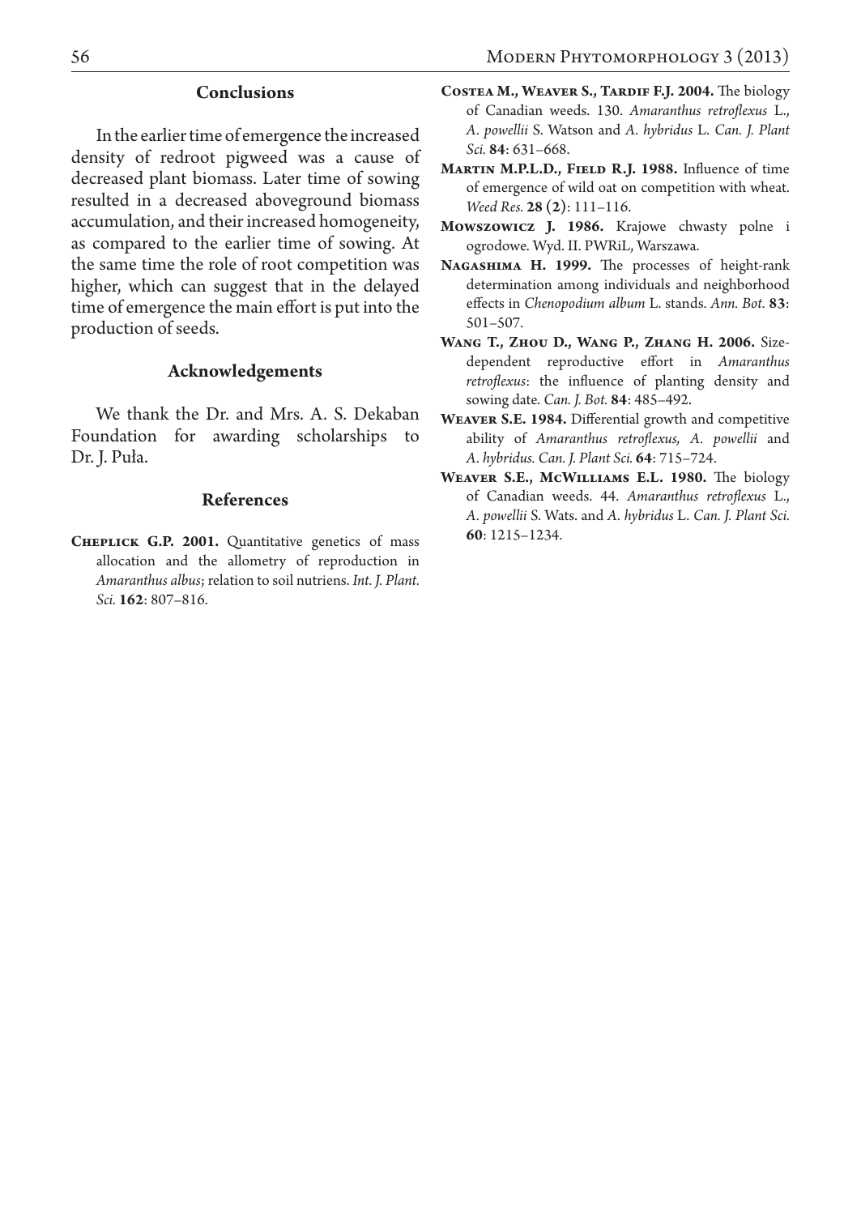## Conclusions

In the earlier time of emergence the increased density of redroot pigweed was a cause of decreased plant biomass. Later time of sowing resulted in a decreased aboveground biomass accumulation, and their increased homogeneity, as compared to the earlier time of sowing. At the same time the role of root competition was higher, which can suggest that in the delayed time of emergence the main effort is put into the production of seeds.

## Acknowledgements

We thank the Dr. and Mrs. A. S. Dekaban Foundation for awarding scholarships to Dr. J. Puła.

## References

**Cheplick G.P. 2001.** Quantitative genetics of mass allocation and the allometry of reproduction in *Amaranthus albus*; relation to soil nutriens. *Int. J. Plant. Sci.* **162**: 807–816.

**Costea M., Weaver S., Tardif F.J. 2004.** The biology of Canadian weeds. 130. *Amaranthus retroflexus* L., *A. powellii* S. Watson and *A. hybridus* L. *Can. J. Plant Sci.* **84**: 631–668.

**Martin M.P.L.D., Field R.J. 1988.** Influence of time of emergence of wild oat on competition with wheat. *Weed Res.* **28 (2)**: 111–116.

**Mowszowicz J. 1986.** Krajowe chwasty polne i ogrodowe. Wyd. II. PWRiL, Warszawa.

**Nagashima H. 1999.** The processes of height-rank determination among individuals and neighborhood effects in *Chenopodium album* L. stands. *Ann. Bot.* **83**: 501–507.

**Wang T., Zhou D., Wang P., Zhang H. 2006.** Size-dependent reproductive effort in *Amaranthus retroflexus*: the influence of planting density and sowing date. *Can. J. Bot.* **84**: 485–492.

**Weaver S.E. 1984.** Differential growth and competitive ability of *Amaranthus retroflexus, A. powellii* and *A. hybridus. Can. J. Plant Sci.* **64**: 715–724.

**Weaver S.E., McWilliams E.L. 1980.** The biology of Canadian weeds. 44. *Amaranthus retroflexus* L., *A. powellii* S. Wats. and *A. hybridus* L. *Can. J. Plant Sci.* **60**: 1215–1234.